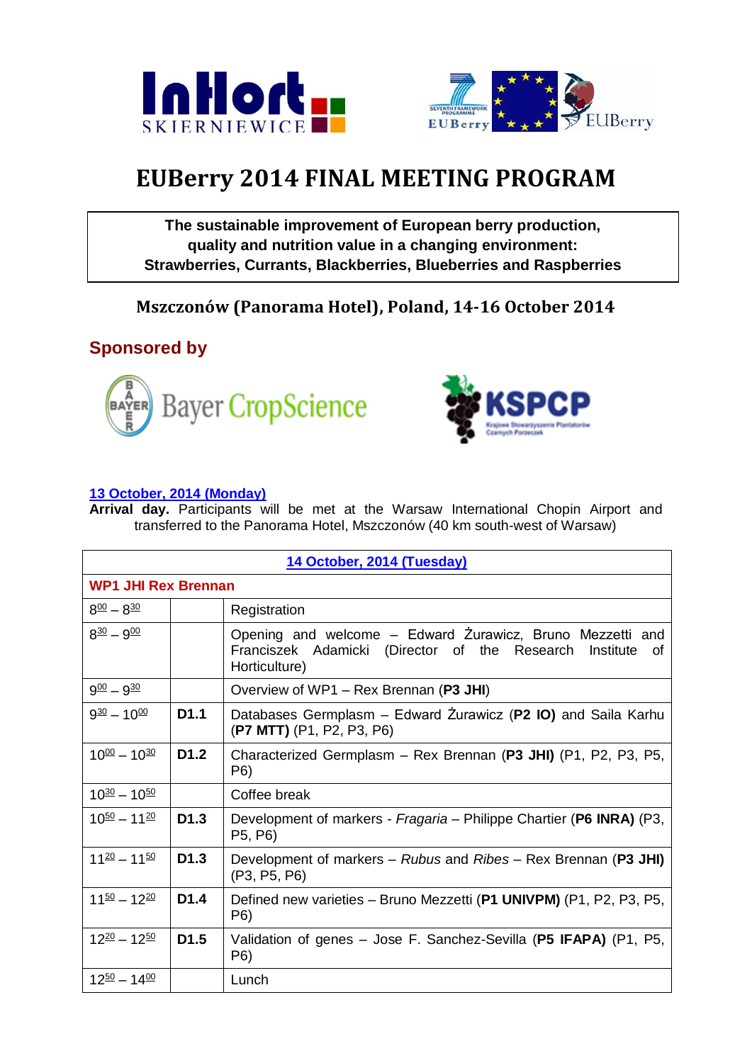# EUBerry 2014 FINAL MEETING PROGRAM

**The sustainable improvement of European berry production, quality and nutrition value in a changing environment: Strawberries, Currants, Blackberries, Blueberries and Raspberries**

**Mszczonów (Panorama Hotel), Poland, 14-16 October 2014**

## Sponsored by

Bayer CropScience

KSPCP

**13 October, 2014 (Monday)**

**Arrival day.** Participants will be met at the Warsaw International Chopin Airport and transferred to the Panorama Hotel, Mszczonów (40 km south-west of Warsaw)

| 14 October, 2014 (Tuesday) | | |
|---|---|---|
| **WP1 JHI Rex Brennan** | | |
| $8^{00} – 8^{30}$ | | Registration |
| $8^{30} – 9^{00}$ | | Opening and welcome – Edward Żurawicz, Bruno Mezzetti and Franciszek Adamicki (Director of the Research Institute of Horticulture) |
| $9^{00} – 9^{30}$ | | Overview of WP1 – Rex Brennan (**P3 JHI**) |
| $9^{30} – 10^{00}$ | **D1.1** | Databases Germplasm – Edward Żurawicz (**P2 IO**) and Saila Karhu (**P7 MTT**) (P1, P2, P3, P6) |
| $10^{00} – 10^{30}$ | **D1.2** | Characterized Germplasm – Rex Brennan (**P3 JHI**) (P1, P2, P3, P5, P6) |
| $10^{30} – 10^{50}$ | | Coffee break |
| $10^{50} – 11^{20}$ | **D1.3** | Development of markers - *Fragaria* – Philippe Chartier (**P6 INRA**) (P3, P5, P6) |
| $11^{20} – 11^{50}$ | **D1.3** | Development of markers – *Rubus* and *Ribes* – Rex Brennan (**P3 JHI**) (P3, P5, P6) |
| $11^{50} – 12^{20}$ | **D1.4** | Defined new varieties – Bruno Mezzetti (**P1 UNIVPM**) (P1, P2, P3, P5, P6) |
| $12^{20} – 12^{50}$ | **D1.5** | Validation of genes – Jose F. Sanchez-Sevilla (**P5 IFAPA**) (P1, P5, P6) |
| $12^{50} – 14^{00}$ | | Lunch |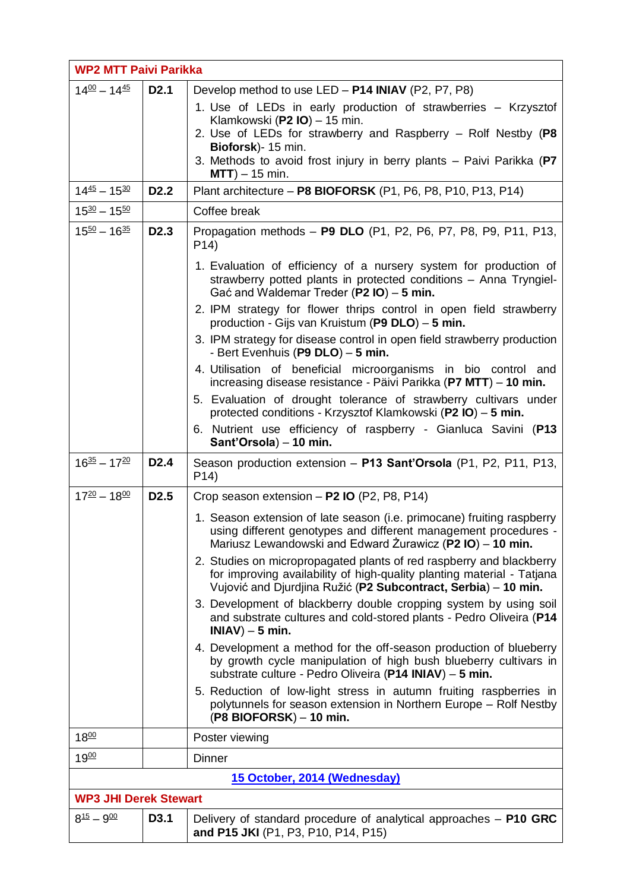| WP2 MTT Paivi Parikka | | |
|---|---|---|
| $14^{00} – 14^{45}$ | **D2.1** | Develop method to use LED – **P14 INIAV** (P2, P7, P8)<br>1. Use of LEDs in early production of strawberries – Krzysztof Klamkowski (**P2 IO**) – 15 min.<br>2. Use of LEDs for strawberry and Raspberry – Rolf Nestby (**P8 Bioforsk**)- 15 min.<br>3. Methods to avoid frost injury in berry plants – Paivi Parikka (**P7 MTT**) – 15 min. |
| $14^{45} – 15^{30}$ | **D2.2** | Plant architecture – **P8 BIOFORSK** (P1, P6, P8, P10, P13, P14) |
| $15^{30} – 15^{50}$ | | Coffee break |
| $15^{50} – 16^{35}$ | **D2.3** | Propagation methods – **P9 DLO** (P1, P2, P6, P7, P8, P9, P11, P13, P14)<br>1. Evaluation of efficiency of a nursery system for production of strawberry potted plants in protected conditions – Anna Tryngiel-Gać and Waldemar Treder (**P2 IO**) – **5 min.**<br>2. IPM strategy for flower thrips control in open field strawberry production - Gijs van Kruistum (**P9 DLO**) – **5 min.**<br>3. IPM strategy for disease control in open field strawberry production - Bert Evenhuis (**P9 DLO**) – **5 min.**<br>4. Utilisation of beneficial microorganisms in bio control and increasing disease resistance - Päivi Parikka (**P7 MTT**) – **10 min.**<br>5. Evaluation of drought tolerance of strawberry cultivars under protected conditions - Krzysztof Klamkowski (**P2 IO**) – **5 min.**<br>6. Nutrient use efficiency of raspberry - Gianluca Savini (**P13 Sant'Orsola**) – **10 min.** |
| $16^{35} – 17^{20}$ | **D2.4** | Season production extension – **P13 Sant'Orsola** (P1, P2, P11, P13, P14) |
| $17^{20} – 18^{00}$ | **D2.5** | Crop season extension – **P2 IO** (P2, P8, P14)<br>1. Season extension of late season (i.e. primocane) fruiting raspberry using different genotypes and different management procedures - Mariusz Lewandowski and Edward Żurawicz (**P2 IO**) – **10 min.**<br>2. Studies on micropropagated plants of red raspberry and blackberry for improving availability of high-quality planting material - Tatjana Vujović and Djurdjina Ružić (**P2 Subcontract, Serbia**) – **10 min.**<br>3. Development of blackberry double cropping system by using soil and substrate cultures and cold-stored plants - Pedro Oliveira (**P14 INIAV**) – **5 min.**<br>4. Development a method for the off-season production of blueberry by growth cycle manipulation of high bush blueberry cultivars in substrate culture - Pedro Oliveira (**P14 INIAV**) – **5 min.**<br>5. Reduction of low-light stress in autumn fruiting raspberries in polytunnels for season extension in Northern Europe – Rolf Nestby (**P8 BIOFORSK**) – **10 min.** |
| $18^{00}$ | | Poster viewing |
| $19^{00}$ | | Dinner |
| **15 October, 2014 (Wednesday)** | | |
| **WP3 JHI Derek Stewart** | | |
| $8^{15} – 9^{00}$ | **D3.1** | Delivery of standard procedure of analytical approaches – **P10 GRC and P15 JKI** (P1, P3, P10, P14, P15) |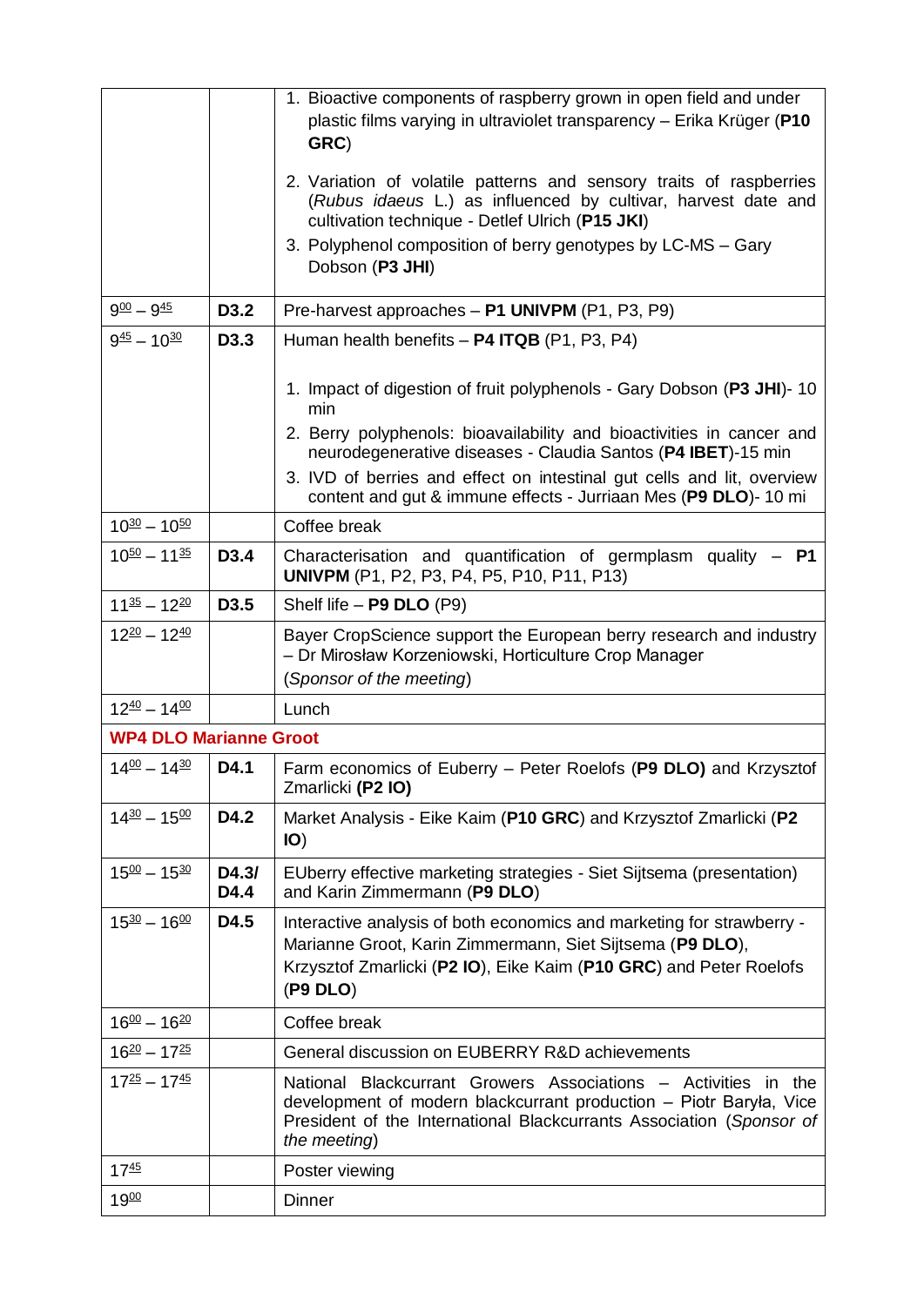| | | |
|---|---|---|
| | | 1. Bioactive components of raspberry grown in open field and under plastic films varying in ultraviolet transparency – Erika Krüger (**P10 GRC**)<br><br>2. Variation of volatile patterns and sensory traits of raspberries (*Rubus idaeus* L.) as influenced by cultivar, harvest date and cultivation technique - Detlef Ulrich (**P15 JKI**)<br>3. Polyphenol composition of berry genotypes by LC-MS – Gary Dobson (**P3 JHI**) |
| 9<u>00</u> – 9<u>45</u> | **D3.2** | Pre-harvest approaches – **P1 UNIVPM** (P1, P3, P9) |
| 9<u>45</u> – 10<u>30</u> | **D3.3** | Human health benefits – **P4 ITQB** (P1, P3, P4)<br><br>1. Impact of digestion of fruit polyphenols - Gary Dobson (**P3 JHI**)- 10 min<br>2. Berry polyphenols: bioavailability and bioactivities in cancer and neurodegenerative diseases - Claudia Santos (**P4 IBET**)-15 min<br>3. IVD of berries and effect on intestinal gut cells and lit, overview content and gut & immune effects - Jurriaan Mes (**P9 DLO**)- 10 mi |
| 10<u>30</u> – 10<u>50</u> | | Coffee break |
| 10<u>50</u> – 11<u>35</u> | **D3.4** | Characterisation and quantification of germplasm quality – **P1 UNIVPM** (P1, P2, P3, P4, P5, P10, P11, P13) |
| 11<u>35</u> – 12<u>20</u> | **D3.5** | Shelf life – **P9 DLO** (P9) |
| 12<u>20</u> – 12<u>40</u> | | Bayer CropScience support the European berry research and industry – Dr Mirosław Korzeniowski, Horticulture Crop Manager<br>(*Sponsor of the meeting*) |
| 12<u>40</u> – 14<u>00</u> | | Lunch |
| **WP4 DLO Marianne Groot** | | |
| 14<u>00</u> – 14<u>30</u> | **D4.1** | Farm economics of Euberry – Peter Roelofs (**P9 DLO)** and Krzysztof Zmarlicki **(P2 IO)** |
| 14<u>30</u> – 15<u>00</u> | **D4.2** | Market Analysis - Eike Kaim (**P10 GRC**) and Krzysztof Zmarlicki (**P2 IO**) |
| 15<u>00</u> – 15<u>30</u> | **D4.3/ D4.4** | EUberry effective marketing strategies - Siet Sijtsema (presentation) and Karin Zimmermann (**P9 DLO**) |
| 15<u>30</u> – 16<u>00</u> | **D4.5** | Interactive analysis of both economics and marketing for strawberry - Marianne Groot, Karin Zimmermann, Siet Sijtsema (**P9 DLO**), Krzysztof Zmarlicki (**P2 IO**), Eike Kaim (**P10 GRC**) and Peter Roelofs (**P9 DLO**) |
| 16<u>00</u> – 16<u>20</u> | | Coffee break |
| 16<u>20</u> – 17<u>25</u> | | General discussion on EUBERRY R&D achievements |
| 17<u>25</u> – 17<u>45</u> | | National Blackcurrant Growers Associations – Activities in the development of modern blackcurrant production – Piotr Baryła, Vice President of the International Blackcurrants Association (*Sponsor of the meeting*) |
| 17<u>45</u> | | Poster viewing |
| 19<u>00</u> | | Dinner |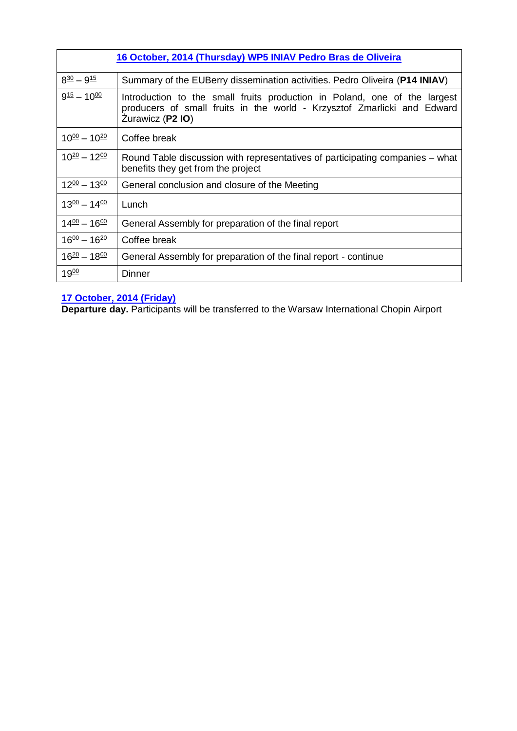| 16 October, 2014 (Thursday) WP5 INIAV Pedro Bras de Oliveira | |
|---|---|
| $8^{30}$ – $9^{15}$ | Summary of the EUBerry dissemination activities. Pedro Oliveira (**P14 INIAV**) |
| $9^{15}$ – $10^{00}$ | Introduction to the small fruits production in Poland, one of the largest producers of small fruits in the world - Krzysztof Zmarlicki and Edward Żurawicz (**P2 IO**) |
| $10^{00}$ – $10^{20}$ | Coffee break |
| $10^{20}$ – $12^{00}$ | Round Table discussion with representatives of participating companies – what benefits they get from the project |
| $12^{00}$ – $13^{00}$ | General conclusion and closure of the Meeting |
| $13^{00}$ – $14^{00}$ | Lunch |
| $14^{00}$ – $16^{00}$ | General Assembly for preparation of the final report |
| $16^{00}$ – $16^{20}$ | Coffee break |
| $16^{20}$ – $18^{00}$ | General Assembly for preparation of the final report - continue |
| $19^{00}$ | Dinner |

**17 October, 2014 (Friday)**

**Departure day.** Participants will be transferred to the Warsaw International Chopin Airport